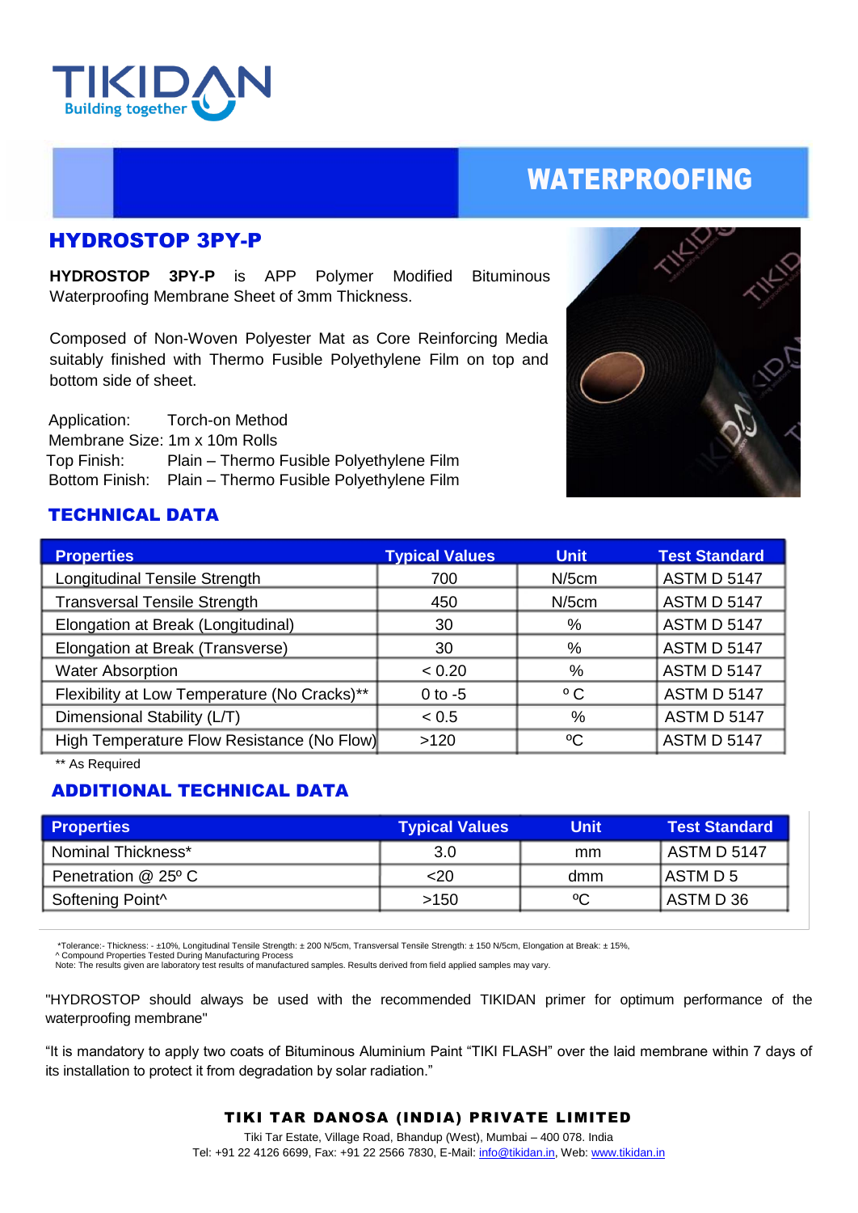TIKIDAN
Building together

# WATERPROOFING

## HYDROSTOP 3PY-P

**HYDROSTOP 3PY-P** is APP Polymer Modified Bituminous Waterproofing Membrane Sheet of 3mm Thickness.

Composed of Non-Woven Polyester Mat as Core Reinforcing Media suitably finished with Thermo Fusible Polyethylene Film on top and bottom side of sheet.

Application: Torch-on Method
Membrane Size: 1m x 10m Rolls
Top Finish: Plain – Thermo Fusible Polyethylene Film
Bottom Finish: Plain – Thermo Fusible Polyethylene Film

## TECHNICAL DATA

| Properties | Typical Values | Unit | Test Standard |
|---|---|---|---|
| Longitudinal Tensile Strength | 700 | N/5cm | ASTM D 5147 |
| Transversal Tensile Strength | 450 | N/5cm | ASTM D 5147 |
| Elongation at Break (Longitudinal) | 30 | % | ASTM D 5147 |
| Elongation at Break (Transverse) | 30 | % | ASTM D 5147 |
| Water Absorption | < 0.20 | % | ASTM D 5147 |
| Flexibility at Low Temperature (No Cracks)** | 0 to -5 | º C | ASTM D 5147 |
| Dimensional Stability (L/T) | < 0.5 | % | ASTM D 5147 |
| High Temperature Flow Resistance (No Flow) | >120 | ºC | ASTM D 5147 |

** As Required

## ADDITIONAL TECHNICAL DATA

| Properties | Typical Values | Unit | Test Standard |
|---|---|---|---|
| Nominal Thickness* | 3.0 | mm | ASTM D 5147 |
| Penetration @ 25º C | <20 | dmm | ASTM D 5 |
| Softening Point^ | >150 | ºC | ASTM D 36 |

*Tolerance:- Thickness: - ±10%, Longitudinal Tensile Strength: ± 200 N/5cm, Transversal Tensile Strength: ± 150 N/5cm, Elongation at Break: ± 15%,
^ Compound Properties Tested During Manufacturing Process
Note: The results given are laboratory test results of manufactured samples. Results derived from field applied samples may vary.

"HYDROSTOP should always be used with the recommended TIKIDAN primer for optimum performance of the waterproofing membrane"

"It is mandatory to apply two coats of Bituminous Aluminium Paint "TIKI FLASH" over the laid membrane within 7 days of its installation to protect it from degradation by solar radiation."

**TIKI TAR DANOSA (INDIA) PRIVATE LIMITED**

Tiki Tar Estate, Village Road, Bhandup (West), Mumbai – 400 078. India
Tel: +91 22 4126 6699, Fax: +91 22 2566 7830, E-Mail: info@tikidan.in, Web: www.tikidan.in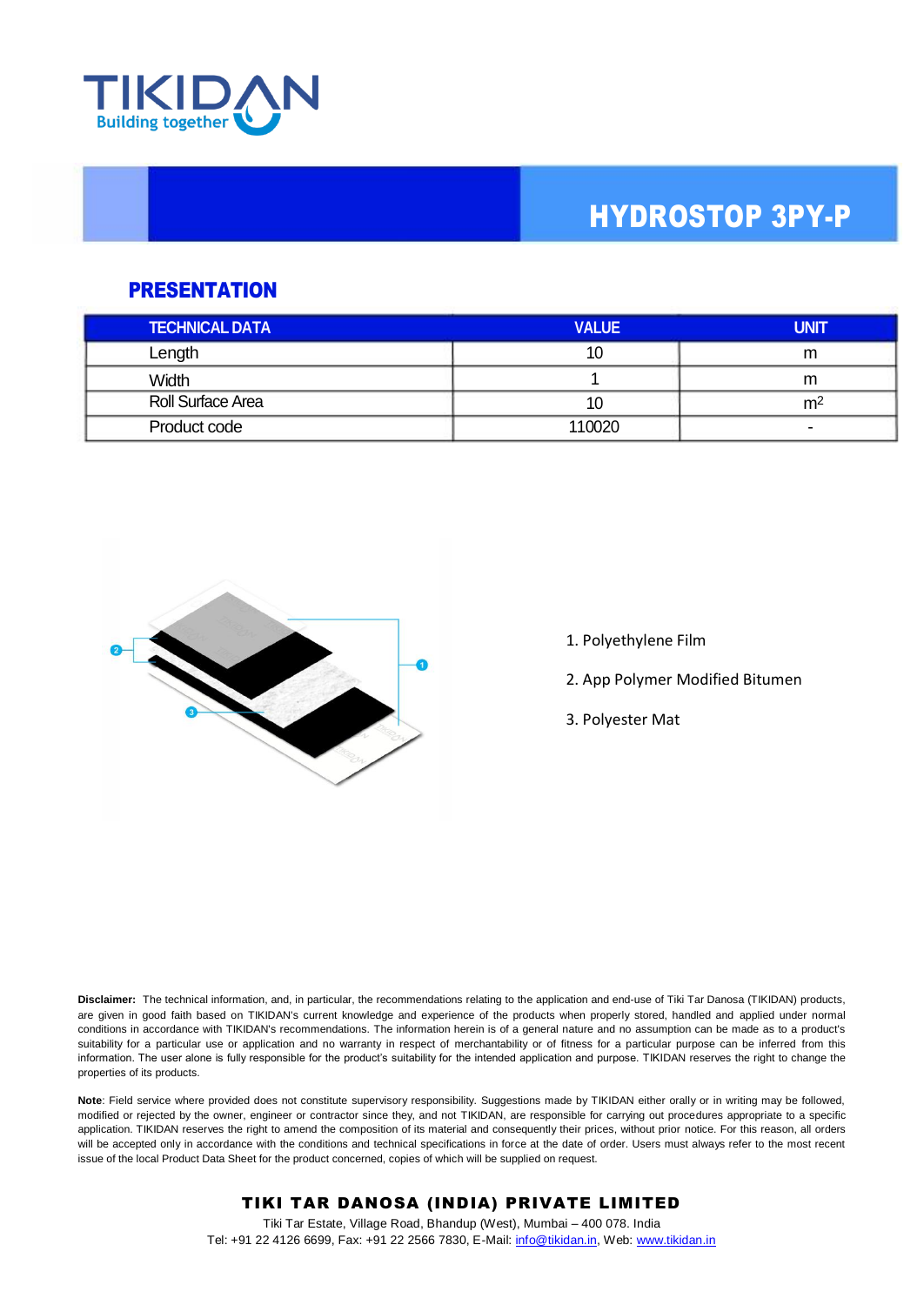# HYDROSTOP 3PY-P

## PRESENTATION

| TECHNICAL DATA | VALUE | UNIT |
|---|---|---|
| Length | 10 | m |
| Width | 1 | m |
| Roll Surface Area | 10 | $m^2$ |
| Product code | 110020 | - |

1. Polyethylene Film
2. App Polymer Modified Bitumen
3. Polyester Mat

**Disclaimer:** The technical information, and, in particular, the recommendations relating to the application and end-use of Tiki Tar Danosa (TIKIDAN) products, are given in good faith based on TIKIDAN's current knowledge and experience of the products when properly stored, handled and applied under normal conditions in accordance with TIKIDAN's recommendations. The information herein is of a general nature and no assumption can be made as to a product's suitability for a particular use or application and no warranty in respect of merchantability or of fitness for a particular purpose can be inferred from this information. The user alone is fully responsible for the product's suitability for the intended application and purpose. TIKIDAN reserves the right to change the properties of its products.

**Note**: Field service where provided does not constitute supervisory responsibility. Suggestions made by TIKIDAN either orally or in writing may be followed, modified or rejected by the owner, engineer or contractor since they, and not TIKIDAN, are responsible for carrying out procedures appropriate to a specific application. TIKIDAN reserves the right to amend the composition of its material and consequently their prices, without prior notice. For this reason, all orders will be accepted only in accordance with the conditions and technical specifications in force at the date of order. Users must always refer to the most recent issue of the local Product Data Sheet for the product concerned, copies of which will be supplied on request.

**TIKI TAR DANOSA (INDIA) PRIVATE LIMITED**

Tiki Tar Estate, Village Road, Bhandup (West), Mumbai – 400 078. India

Tel: +91 22 4126 6699, Fax: +91 22 2566 7830, E-Mail: info@tikidan.in, Web: www.tikidan.in